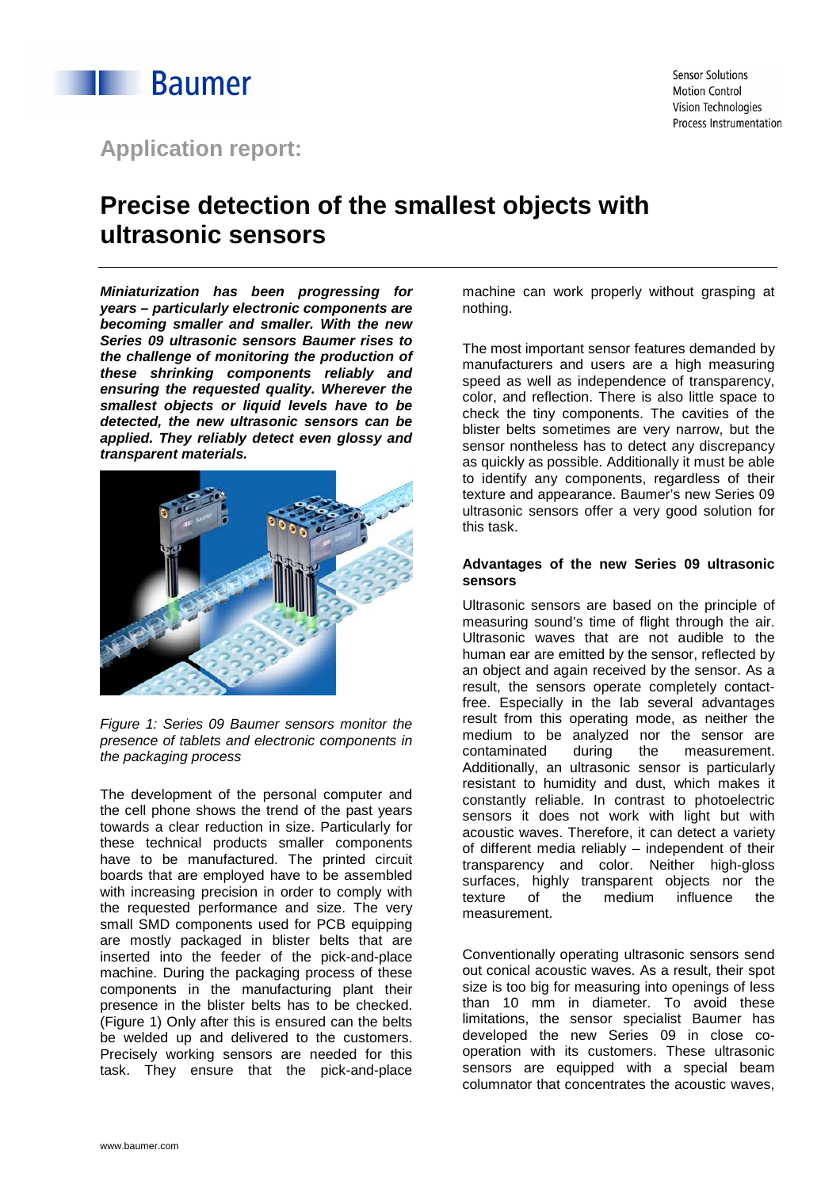Baumer

Sensor Solutions
Motion Control
Vision Technologies
Process Instrumentation

## Application report:

# Precise detection of the smallest objects with ultrasonic sensors

***Miniaturization has been progressing for years – particularly electronic components are becoming smaller and smaller. With the new Series 09 ultrasonic sensors Baumer rises to the challenge of monitoring the production of these shrinking components reliably and ensuring the requested quality. Wherever the smallest objects or liquid levels have to be detected, the new ultrasonic sensors can be applied. They reliably detect even glossy and transparent materials.***

*Figure 1: Series 09 Baumer sensors monitor the presence of tablets and electronic components in the packaging process*

The development of the personal computer and the cell phone shows the trend of the past years towards a clear reduction in size. Particularly for these technical products smaller components have to be manufactured. The printed circuit boards that are employed have to be assembled with increasing precision in order to comply with the requested performance and size. The very small SMD components used for PCB equipping are mostly packaged in blister belts that are inserted into the feeder of the pick-and-place machine. During the packaging process of these components in the manufacturing plant their presence in the blister belts has to be checked. (Figure 1) Only after this is ensured can the belts be welded up and delivered to the customers. Precisely working sensors are needed for this task. They ensure that the pick-and-place machine can work properly without grasping at nothing.

The most important sensor features demanded by manufacturers and users are a high measuring speed as well as independence of transparency, color, and reflection. There is also little space to check the tiny components. The cavities of the blister belts sometimes are very narrow, but the sensor nontheless has to detect any discrepancy as quickly as possible. Additionally it must be able to identify any components, regardless of their texture and appearance. Baumer's new Series 09 ultrasonic sensors offer a very good solution for this task.

### Advantages of the new Series 09 ultrasonic sensors

Ultrasonic sensors are based on the principle of measuring sound's time of flight through the air. Ultrasonic waves that are not audible to the human ear are emitted by the sensor, reflected by an object and again received by the sensor. As a result, the sensors operate completely contact-free. Especially in the lab several advantages result from this operating mode, as neither the medium to be analyzed nor the sensor are contaminated during the measurement. Additionally, an ultrasonic sensor is particularly resistant to humidity and dust, which makes it constantly reliable. In contrast to photoelectric sensors it does not work with light but with acoustic waves. Therefore, it can detect a variety of different media reliably – independent of their transparency and color. Neither high-gloss surfaces, highly transparent objects nor the texture of the medium influence the measurement.

Conventionally operating ultrasonic sensors send out conical acoustic waves. As a result, their spot size is too big for measuring into openings of less than 10 mm in diameter. To avoid these limitations, the sensor specialist Baumer has developed the new Series 09 in close co-operation with its customers. These ultrasonic sensors are equipped with a special beam columnator that concentrates the acoustic waves,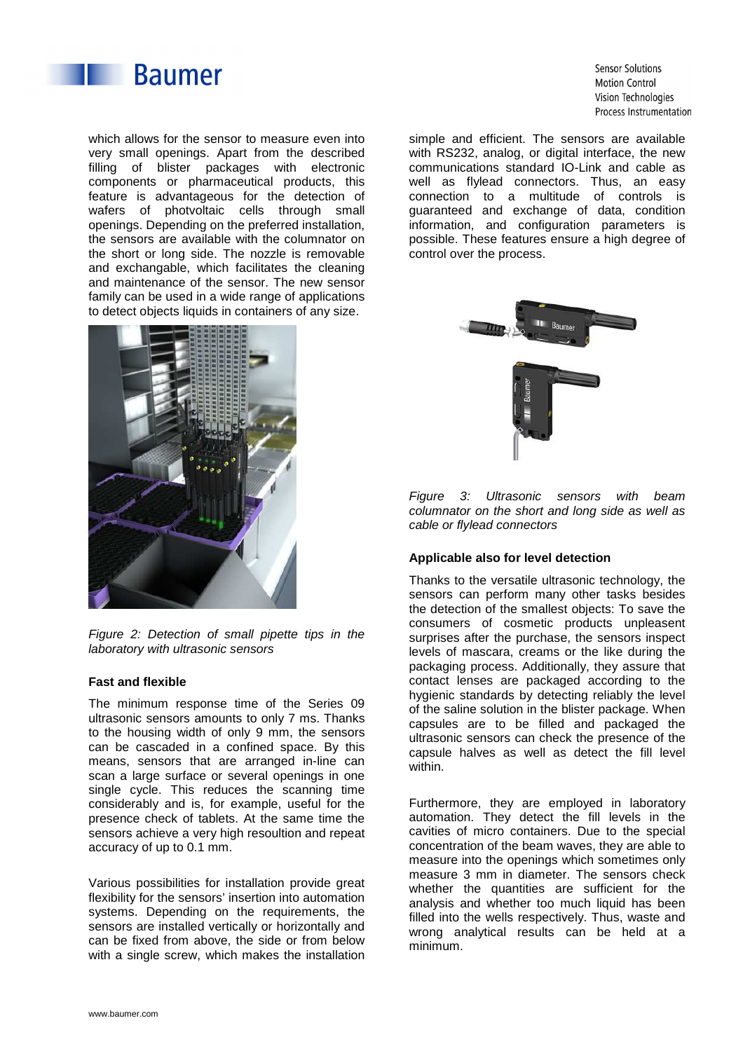which allows for the sensor to measure even into very small openings. Apart from the described filling of blister packages with electronic components or pharmaceutical products, this feature is advantageous for the detection of wafers of photvoltaic cells through small openings. Depending on the preferred installation, the sensors are available with the columnator on the short or long side. The nozzle is removable and exchangable, which facilitates the cleaning and maintenance of the sensor. The new sensor family can be used in a wide range of applications to detect objects liquids in containers of any size.

*Figure 2: Detection of small pipette tips in the laboratory with ultrasonic sensors*

**Fast and flexible**

The minimum response time of the Series 09 ultrasonic sensors amounts to only 7 ms. Thanks to the housing width of only 9 mm, the sensors can be cascaded in a confined space. By this means, sensors that are arranged in-line can scan a large surface or several openings in one single cycle. This reduces the scanning time considerably and is, for example, useful for the presence check of tablets. At the same time the sensors achieve a very high resoultion and repeat accuracy of up to 0.1 mm.

Various possibilities for installation provide great flexibility for the sensors' insertion into automation systems. Depending on the requirements, the sensors are installed vertically or horizontally and can be fixed from above, the side or from below with a single screw, which makes the installation simple and efficient. The sensors are available with RS232, analog, or digital interface, the new communications standard IO-Link and cable as well as flylead connectors. Thus, an easy connection to a multitude of controls is guaranteed and exchange of data, condition information, and configuration parameters is possible. These features ensure a high degree of control over the process.

*Figure 3: Ultrasonic sensors with beam columnator on the short and long side as well as cable or flylead connectors*

**Applicable also for level detection**

Thanks to the versatile ultrasonic technology, the sensors can perform many other tasks besides the detection of the smallest objects: To save the consumers of cosmetic products unpleasent surprises after the purchase, the sensors inspect levels of mascara, creams or the like during the packaging process. Additionally, they assure that contact lenses are packaged according to the hygienic standards by detecting reliably the level of the saline solution in the blister package. When capsules are to be filled and packaged the ultrasonic sensors can check the presence of the capsule halves as well as detect the fill level within.

Furthermore, they are employed in laboratory automation. They detect the fill levels in the cavities of micro containers. Due to the special concentration of the beam waves, they are able to measure into the openings which sometimes only measure 3 mm in diameter. The sensors check whether the quantities are sufficient for the analysis and whether too much liquid has been filled into the wells respectively. Thus, waste and wrong analytical results can be held at a minimum.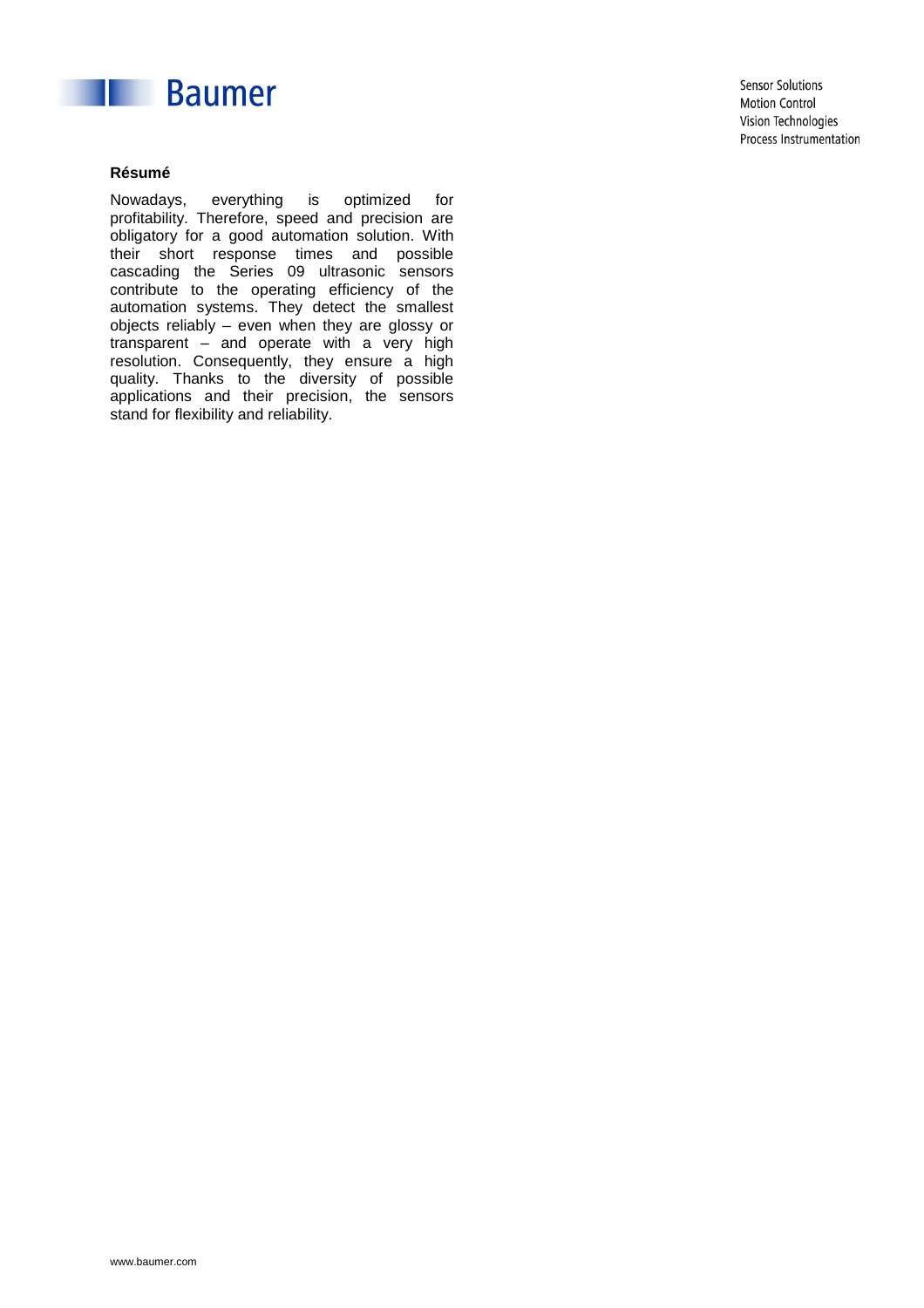**Résumé**

Nowadays, everything is optimized for profitability. Therefore, speed and precision are obligatory for a good automation solution. With their short response times and possible cascading the Series 09 ultrasonic sensors contribute to the operating efficiency of the automation systems. They detect the smallest objects reliably – even when they are glossy or transparent – and operate with a very high resolution. Consequently, they ensure a high quality. Thanks to the diversity of possible applications and their precision, the sensors stand for flexibility and reliability.